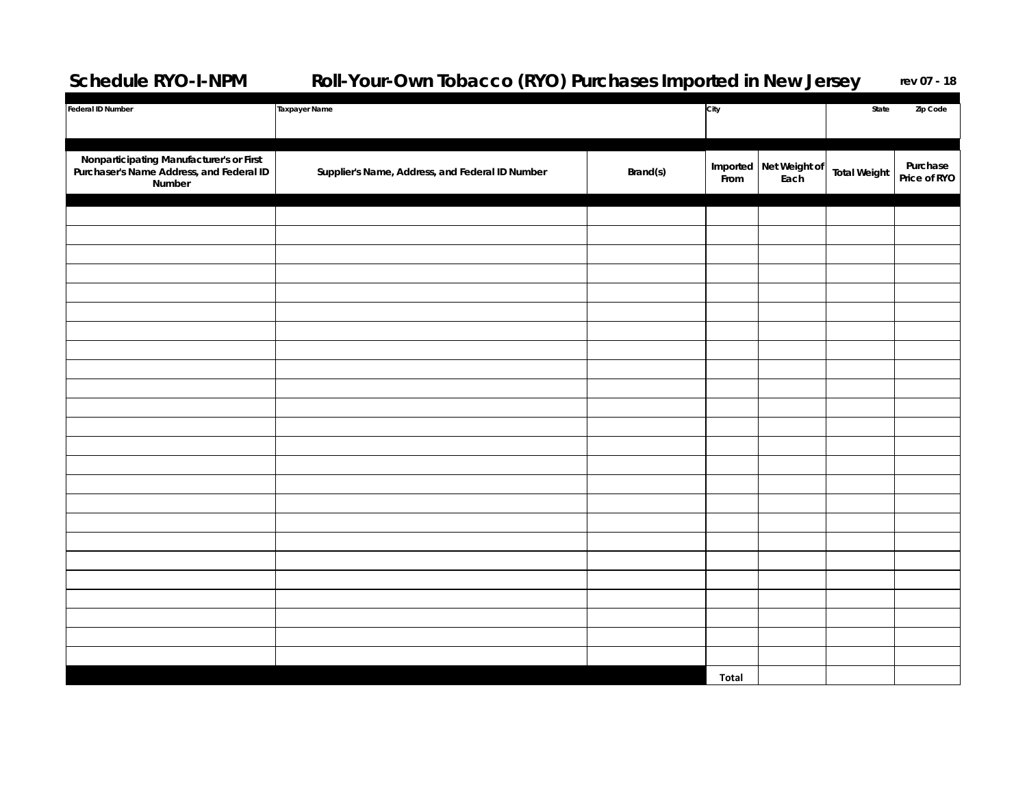**Schedule RYO-I-NPM** **Roll-Your-Own Tobacco (RYO) Purchases Imported in New Jersey** rev 07 - 18

| Federal ID Number | Taxpayer Name | City | State | Zip Code |
|---|---|---|---|---|
| | | | | |

| Nonparticipating Manufacturer's or First Purchaser's Name Address, and Federal ID Number | Supplier's Name, Address, and Federal ID Number | Brand(s) | Imported From | Net Weight of Each | Total Weight | Purchase Price of RYO |
|---|---|---|---|---|---|---|
| | | | | | | |
| | | | | | | |
| | | | | | | |
| | | | | | | |
| | | | | | | |
| | | | | | | |
| | | | | | | |
| | | | | | | |
| | | | | | | |
| | | | | | | |
| | | | | | | |
| | | | | | | |
| | | | | | | |
| | | | | | | |
| | | | | | | |
| | | | | | | |
| | | | | | | |
| | | | | | | |
| | | | | | | |
| | | | | | | |
| | | | | | | |
| | | | | | | |
| | | | | | | |
| | | | | | | |
| | | | Total | | | |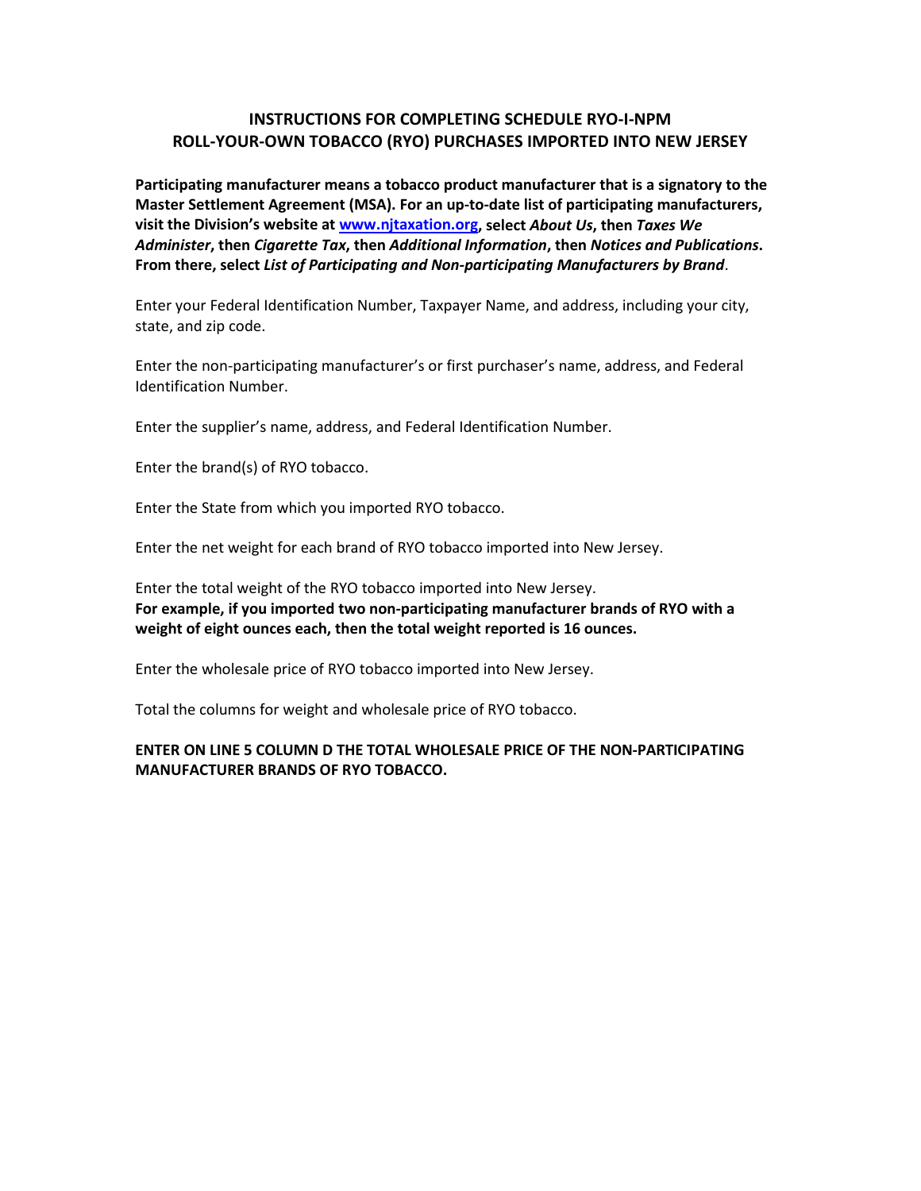## INSTRUCTIONS FOR COMPLETING SCHEDULE RYO-I-NPM
## ROLL-YOUR-OWN TOBACCO (RYO) PURCHASES IMPORTED INTO NEW JERSEY

**Participating manufacturer means a tobacco product manufacturer that is a signatory to the Master Settlement Agreement (MSA). For an up-to-date list of participating manufacturers, visit the Division's website at [www.njtaxation.org](www.njtaxation.org), select *About Us*, then *Taxes We Administer*, then *Cigarette Tax*, then *Additional Information*, then *Notices and Publications*. From there, select *List of Participating and Non-participating Manufacturers by Brand*.**

Enter your Federal Identification Number, Taxpayer Name, and address, including your city, state, and zip code.

Enter the non-participating manufacturer's or first purchaser's name, address, and Federal Identification Number.

Enter the supplier's name, address, and Federal Identification Number.

Enter the brand(s) of RYO tobacco.

Enter the State from which you imported RYO tobacco.

Enter the net weight for each brand of RYO tobacco imported into New Jersey.

Enter the total weight of the RYO tobacco imported into New Jersey.
**For example, if you imported two non-participating manufacturer brands of RYO with a weight of eight ounces each, then the total weight reported is 16 ounces.**

Enter the wholesale price of RYO tobacco imported into New Jersey.

Total the columns for weight and wholesale price of RYO tobacco.

**ENTER ON LINE 5 COLUMN D THE TOTAL WHOLESALE PRICE OF THE NON-PARTICIPATING MANUFACTURER BRANDS OF RYO TOBACCO.**